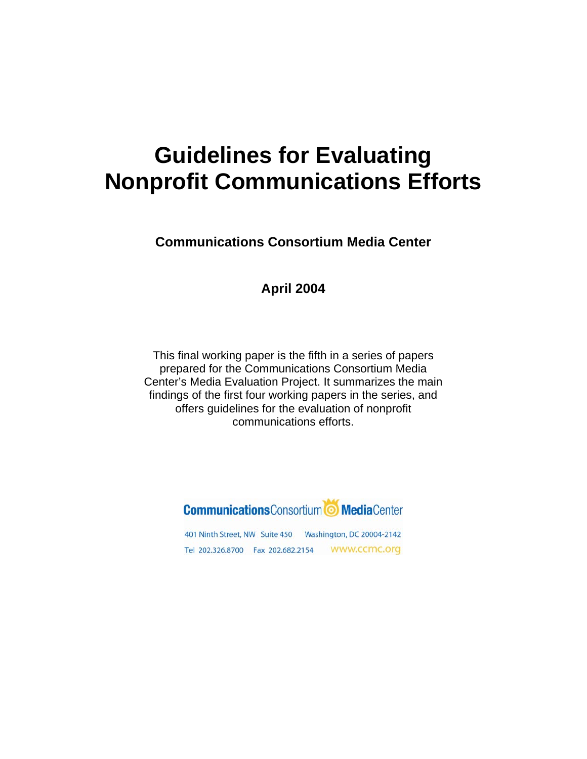# Guidelines for Evaluating Nonprofit Communications Efforts

**Communications Consortium Media Center**

**April 2004**

This final working paper is the fifth in a series of papers prepared for the Communications Consortium Media Center's Media Evaluation Project. It summarizes the main findings of the first four working papers in the series, and offers guidelines for the evaluation of nonprofit communications efforts.

**Communications**Consortium **Media**Center

401 Ninth Street, NW Suite 450 Washington, DC 20004-2142

Tel 202.326.8700 Fax 202.682.2154 www.ccmc.org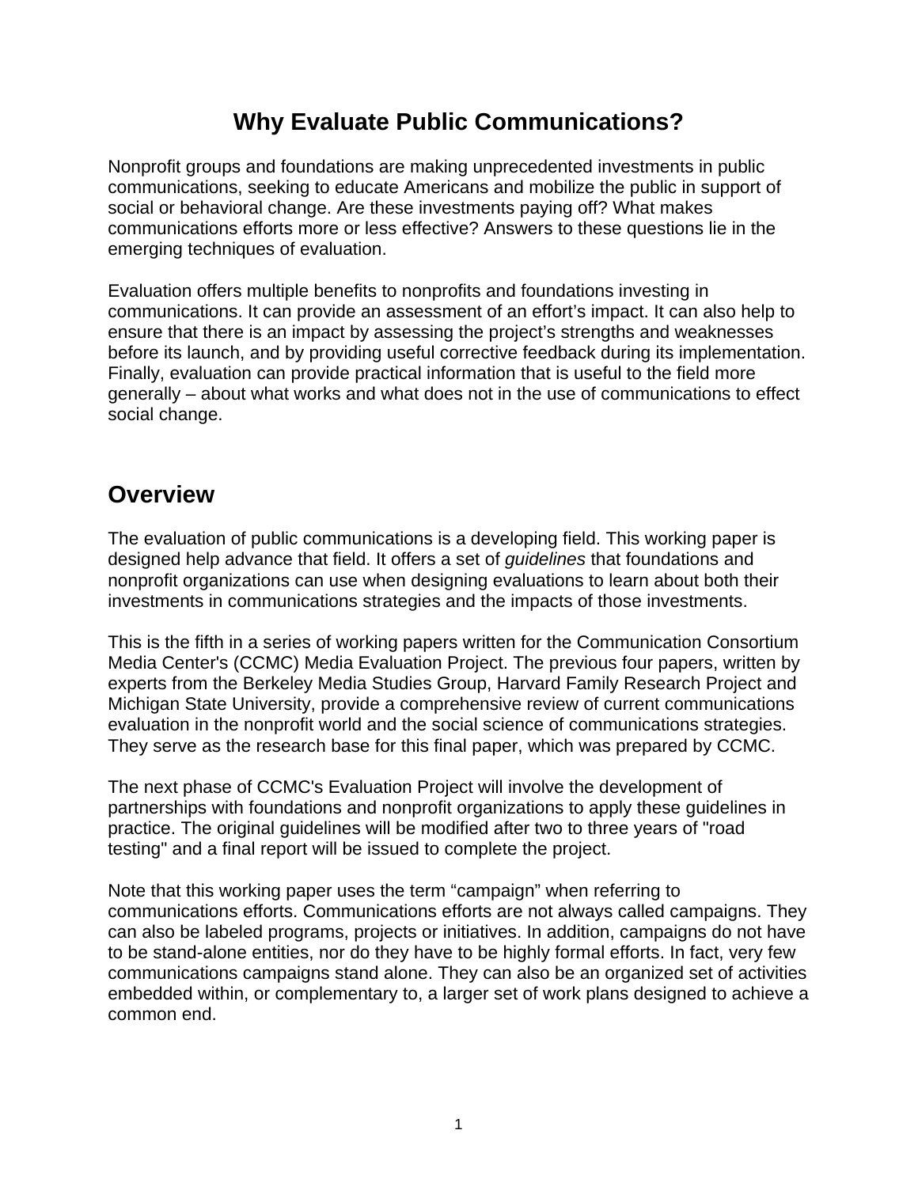# Why Evaluate Public Communications?

Nonprofit groups and foundations are making unprecedented investments in public communications, seeking to educate Americans and mobilize the public in support of social or behavioral change. Are these investments paying off? What makes communications efforts more or less effective? Answers to these questions lie in the emerging techniques of evaluation.

Evaluation offers multiple benefits to nonprofits and foundations investing in communications. It can provide an assessment of an effort's impact. It can also help to ensure that there is an impact by assessing the project's strengths and weaknesses before its launch, and by providing useful corrective feedback during its implementation. Finally, evaluation can provide practical information that is useful to the field more generally – about what works and what does not in the use of communications to effect social change.

## Overview

The evaluation of public communications is a developing field. This working paper is designed help advance that field. It offers a set of *guidelines* that foundations and nonprofit organizations can use when designing evaluations to learn about both their investments in communications strategies and the impacts of those investments.

This is the fifth in a series of working papers written for the Communication Consortium Media Center's (CCMC) Media Evaluation Project. The previous four papers, written by experts from the Berkeley Media Studies Group, Harvard Family Research Project and Michigan State University, provide a comprehensive review of current communications evaluation in the nonprofit world and the social science of communications strategies. They serve as the research base for this final paper, which was prepared by CCMC.

The next phase of CCMC's Evaluation Project will involve the development of partnerships with foundations and nonprofit organizations to apply these guidelines in practice. The original guidelines will be modified after two to three years of "road testing" and a final report will be issued to complete the project.

Note that this working paper uses the term "campaign" when referring to communications efforts. Communications efforts are not always called campaigns. They can also be labeled programs, projects or initiatives. In addition, campaigns do not have to be stand-alone entities, nor do they have to be highly formal efforts. In fact, very few communications campaigns stand alone. They can also be an organized set of activities embedded within, or complementary to, a larger set of work plans designed to achieve a common end.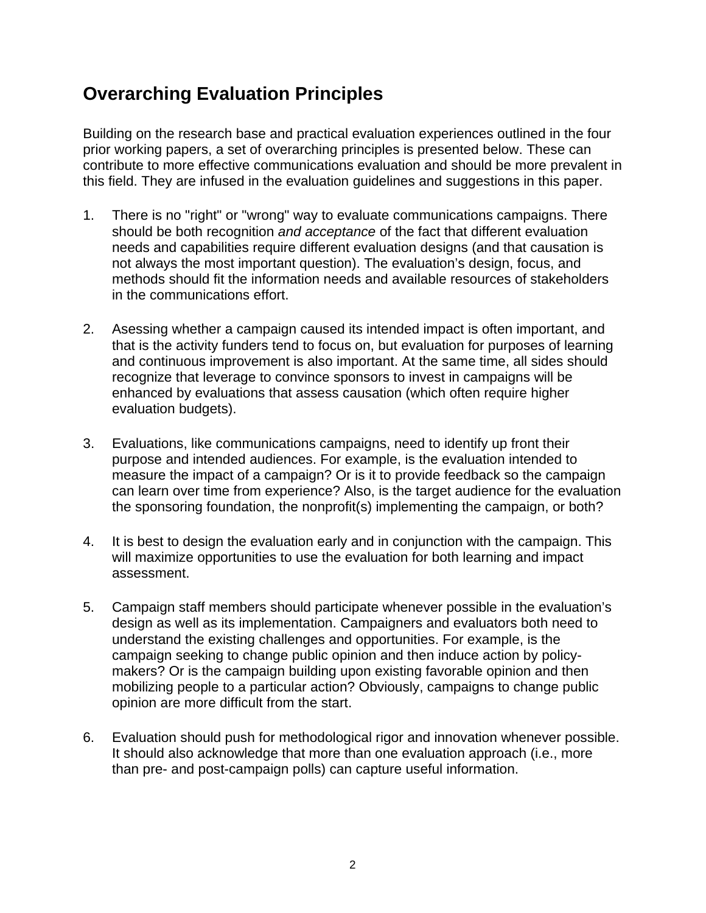## Overarching Evaluation Principles

Building on the research base and practical evaluation experiences outlined in the four prior working papers, a set of overarching principles is presented below. These can contribute to more effective communications evaluation and should be more prevalent in this field. They are infused in the evaluation guidelines and suggestions in this paper.

1. There is no "right" or "wrong" way to evaluate communications campaigns. There should be both recognition *and acceptance* of the fact that different evaluation needs and capabilities require different evaluation designs (and that causation is not always the most important question). The evaluation's design, focus, and methods should fit the information needs and available resources of stakeholders in the communications effort.

2. Asessing whether a campaign caused its intended impact is often important, and that is the activity funders tend to focus on, but evaluation for purposes of learning and continuous improvement is also important. At the same time, all sides should recognize that leverage to convince sponsors to invest in campaigns will be enhanced by evaluations that assess causation (which often require higher evaluation budgets).

3. Evaluations, like communications campaigns, need to identify up front their purpose and intended audiences. For example, is the evaluation intended to measure the impact of a campaign? Or is it to provide feedback so the campaign can learn over time from experience? Also, is the target audience for the evaluation the sponsoring foundation, the nonprofit(s) implementing the campaign, or both?

4. It is best to design the evaluation early and in conjunction with the campaign. This will maximize opportunities to use the evaluation for both learning and impact assessment.

5. Campaign staff members should participate whenever possible in the evaluation's design as well as its implementation. Campaigners and evaluators both need to understand the existing challenges and opportunities. For example, is the campaign seeking to change public opinion and then induce action by policy-makers? Or is the campaign building upon existing favorable opinion and then mobilizing people to a particular action? Obviously, campaigns to change public opinion are more difficult from the start.

6. Evaluation should push for methodological rigor and innovation whenever possible. It should also acknowledge that more than one evaluation approach (i.e., more than pre- and post-campaign polls) can capture useful information.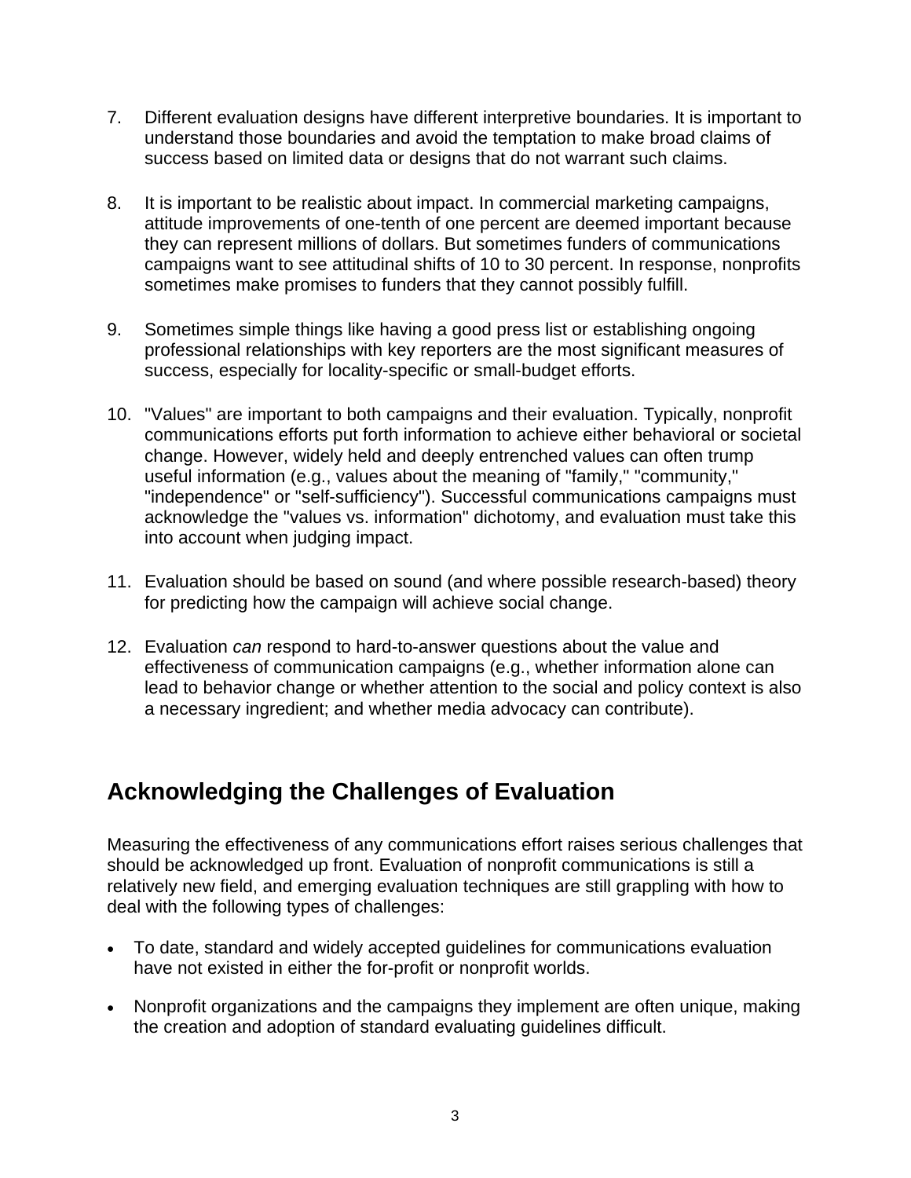7. Different evaluation designs have different interpretive boundaries. It is important to understand those boundaries and avoid the temptation to make broad claims of success based on limited data or designs that do not warrant such claims.

8. It is important to be realistic about impact. In commercial marketing campaigns, attitude improvements of one-tenth of one percent are deemed important because they can represent millions of dollars. But sometimes funders of communications campaigns want to see attitudinal shifts of 10 to 30 percent. In response, nonprofits sometimes make promises to funders that they cannot possibly fulfill.

9. Sometimes simple things like having a good press list or establishing ongoing professional relationships with key reporters are the most significant measures of success, especially for locality-specific or small-budget efforts.

10. "Values" are important to both campaigns and their evaluation. Typically, nonprofit communications efforts put forth information to achieve either behavioral or societal change. However, widely held and deeply entrenched values can often trump useful information (e.g., values about the meaning of "family," "community," "independence" or "self-sufficiency"). Successful communications campaigns must acknowledge the "values vs. information" dichotomy, and evaluation must take this into account when judging impact.

11. Evaluation should be based on sound (and where possible research-based) theory for predicting how the campaign will achieve social change.

12. Evaluation *can* respond to hard-to-answer questions about the value and effectiveness of communication campaigns (e.g., whether information alone can lead to behavior change or whether attention to the social and policy context is also a necessary ingredient; and whether media advocacy can contribute).

## Acknowledging the Challenges of Evaluation

Measuring the effectiveness of any communications effort raises serious challenges that should be acknowledged up front. Evaluation of nonprofit communications is still a relatively new field, and emerging evaluation techniques are still grappling with how to deal with the following types of challenges:

- To date, standard and widely accepted guidelines for communications evaluation have not existed in either the for-profit or nonprofit worlds.
- Nonprofit organizations and the campaigns they implement are often unique, making the creation and adoption of standard evaluating guidelines difficult.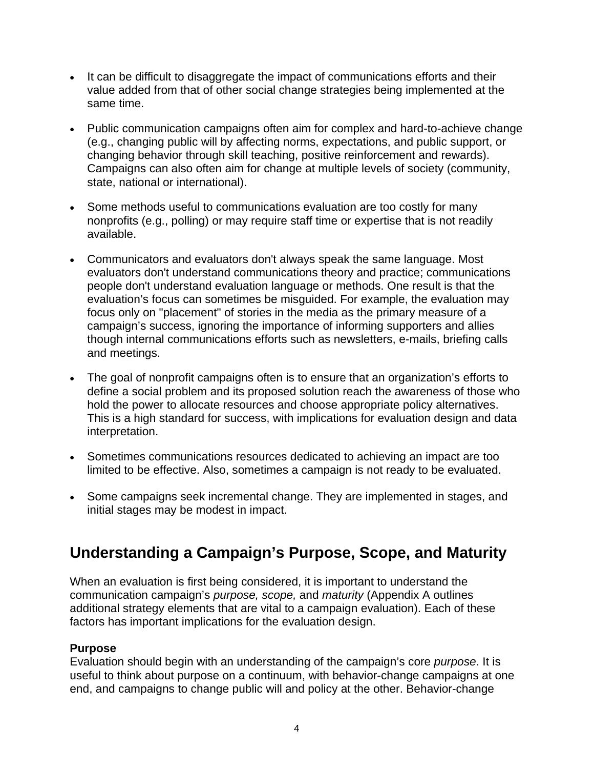- It can be difficult to disaggregate the impact of communications efforts and their value added from that of other social change strategies being implemented at the same time.

- Public communication campaigns often aim for complex and hard-to-achieve change (e.g., changing public will by affecting norms, expectations, and public support, or changing behavior through skill teaching, positive reinforcement and rewards). Campaigns can also often aim for change at multiple levels of society (community, state, national or international).

- Some methods useful to communications evaluation are too costly for many nonprofits (e.g., polling) or may require staff time or expertise that is not readily available.

- Communicators and evaluators don't always speak the same language. Most evaluators don't understand communications theory and practice; communications people don't understand evaluation language or methods. One result is that the evaluation's focus can sometimes be misguided. For example, the evaluation may focus only on "placement" of stories in the media as the primary measure of a campaign's success, ignoring the importance of informing supporters and allies though internal communications efforts such as newsletters, e-mails, briefing calls and meetings.

- The goal of nonprofit campaigns often is to ensure that an organization's efforts to define a social problem and its proposed solution reach the awareness of those who hold the power to allocate resources and choose appropriate policy alternatives. This is a high standard for success, with implications for evaluation design and data interpretation.

- Sometimes communications resources dedicated to achieving an impact are too limited to be effective. Also, sometimes a campaign is not ready to be evaluated.

- Some campaigns seek incremental change. They are implemented in stages, and initial stages may be modest in impact.

## Understanding a Campaign's Purpose, Scope, and Maturity

When an evaluation is first being considered, it is important to understand the communication campaign's *purpose, scope,* and *maturity* (Appendix A outlines additional strategy elements that are vital to a campaign evaluation). Each of these factors has important implications for the evaluation design.

**Purpose**
Evaluation should begin with an understanding of the campaign's core *purpose*. It is useful to think about purpose on a continuum, with behavior-change campaigns at one end, and campaigns to change public will and policy at the other. Behavior-change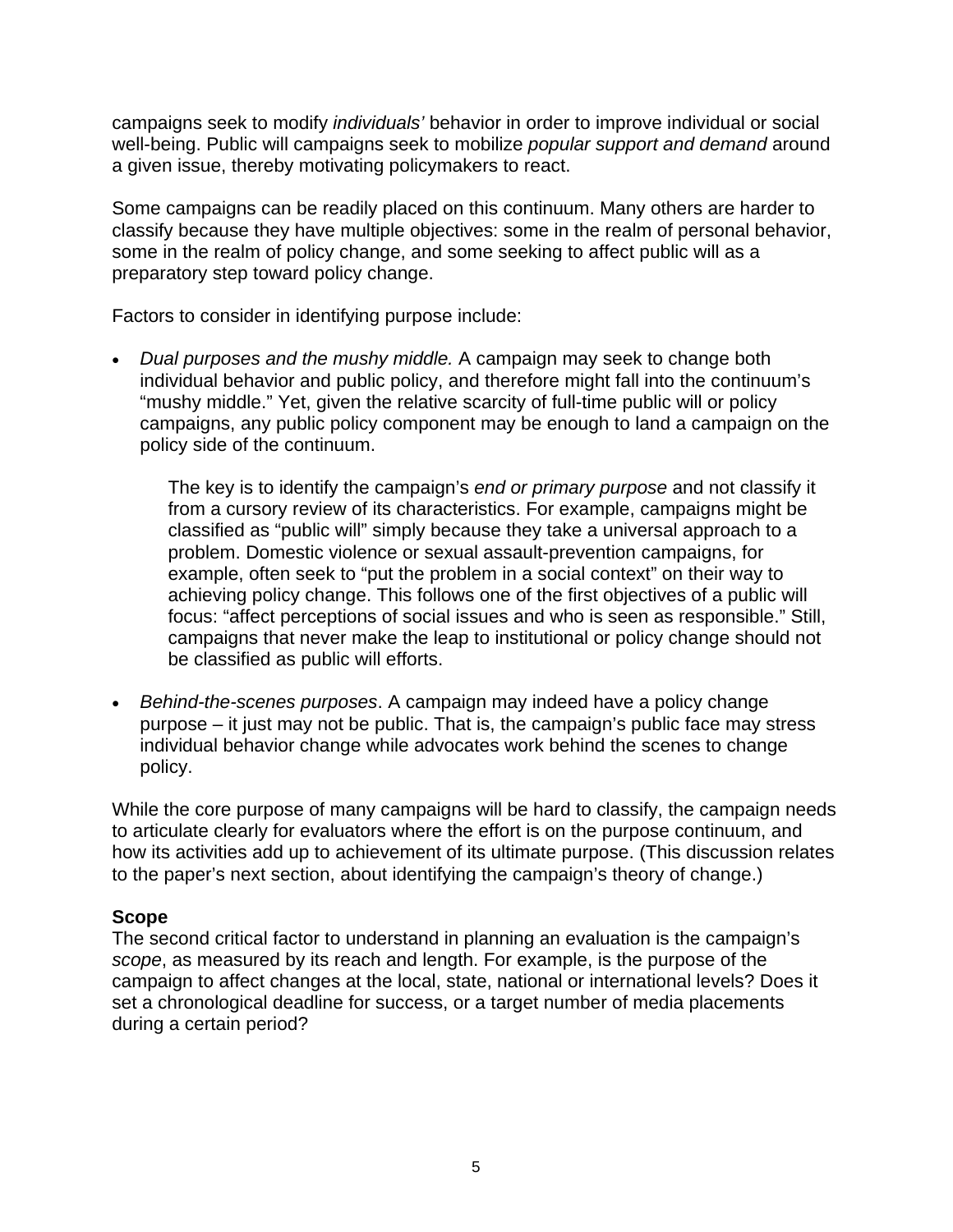campaigns seek to modify *individuals'* behavior in order to improve individual or social well-being. Public will campaigns seek to mobilize *popular support and demand* around a given issue, thereby motivating policymakers to react.

Some campaigns can be readily placed on this continuum. Many others are harder to classify because they have multiple objectives: some in the realm of personal behavior, some in the realm of policy change, and some seeking to affect public will as a preparatory step toward policy change.

Factors to consider in identifying purpose include:

- *Dual purposes and the mushy middle.* A campaign may seek to change both individual behavior and public policy, and therefore might fall into the continuum's "mushy middle." Yet, given the relative scarcity of full-time public will or policy campaigns, any public policy component may be enough to land a campaign on the policy side of the continuum.

  The key is to identify the campaign's *end or primary purpose* and not classify it from a cursory review of its characteristics. For example, campaigns might be classified as "public will" simply because they take a universal approach to a problem. Domestic violence or sexual assault-prevention campaigns, for example, often seek to "put the problem in a social context" on their way to achieving policy change. This follows one of the first objectives of a public will focus: "affect perceptions of social issues and who is seen as responsible." Still, campaigns that never make the leap to institutional or policy change should not be classified as public will efforts.

- *Behind-the-scenes purposes*. A campaign may indeed have a policy change purpose – it just may not be public. That is, the campaign's public face may stress individual behavior change while advocates work behind the scenes to change policy.

While the core purpose of many campaigns will be hard to classify, the campaign needs to articulate clearly for evaluators where the effort is on the purpose continuum, and how its activities add up to achievement of its ultimate purpose. (This discussion relates to the paper's next section, about identifying the campaign's theory of change.)

**Scope**

The second critical factor to understand in planning an evaluation is the campaign's *scope*, as measured by its reach and length. For example, is the purpose of the campaign to affect changes at the local, state, national or international levels? Does it set a chronological deadline for success, or a target number of media placements during a certain period?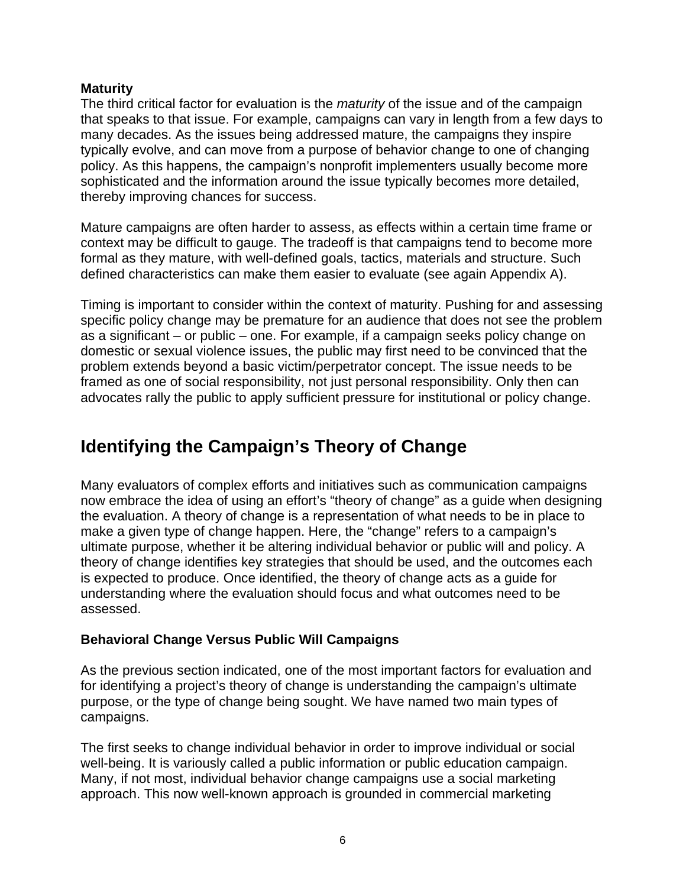### Maturity

The third critical factor for evaluation is the *maturity* of the issue and of the campaign that speaks to that issue. For example, campaigns can vary in length from a few days to many decades. As the issues being addressed mature, the campaigns they inspire typically evolve, and can move from a purpose of behavior change to one of changing policy. As this happens, the campaign's nonprofit implementers usually become more sophisticated and the information around the issue typically becomes more detailed, thereby improving chances for success.

Mature campaigns are often harder to assess, as effects within a certain time frame or context may be difficult to gauge. The tradeoff is that campaigns tend to become more formal as they mature, with well-defined goals, tactics, materials and structure. Such defined characteristics can make them easier to evaluate (see again Appendix A).

Timing is important to consider within the context of maturity. Pushing for and assessing specific policy change may be premature for an audience that does not see the problem as a significant – or public – one. For example, if a campaign seeks policy change on domestic or sexual violence issues, the public may first need to be convinced that the problem extends beyond a basic victim/perpetrator concept. The issue needs to be framed as one of social responsibility, not just personal responsibility. Only then can advocates rally the public to apply sufficient pressure for institutional or policy change.

## Identifying the Campaign's Theory of Change

Many evaluators of complex efforts and initiatives such as communication campaigns now embrace the idea of using an effort's "theory of change" as a guide when designing the evaluation. A theory of change is a representation of what needs to be in place to make a given type of change happen. Here, the "change" refers to a campaign's ultimate purpose, whether it be altering individual behavior or public will and policy. A theory of change identifies key strategies that should be used, and the outcomes each is expected to produce. Once identified, the theory of change acts as a guide for understanding where the evaluation should focus and what outcomes need to be assessed.

### Behavioral Change Versus Public Will Campaigns

As the previous section indicated, one of the most important factors for evaluation and for identifying a project's theory of change is understanding the campaign's ultimate purpose, or the type of change being sought. We have named two main types of campaigns.

The first seeks to change individual behavior in order to improve individual or social well-being. It is variously called a public information or public education campaign. Many, if not most, individual behavior change campaigns use a social marketing approach. This now well-known approach is grounded in commercial marketing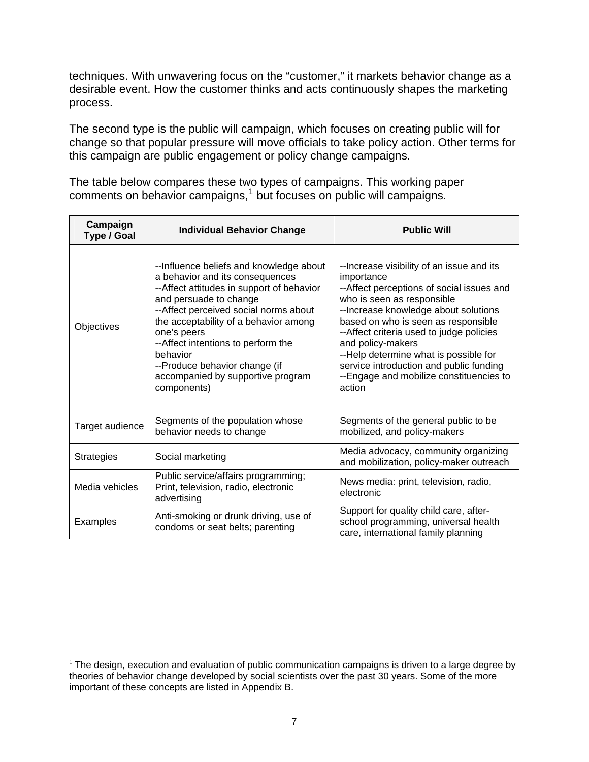techniques. With unwavering focus on the "customer," it markets behavior change as a desirable event. How the customer thinks and acts continuously shapes the marketing process.

The second type is the public will campaign, which focuses on creating public will for change so that popular pressure will move officials to take policy action. Other terms for this campaign are public engagement or policy change campaigns.

The table below compares these two types of campaigns. This working paper comments on behavior campaigns,[1] but focuses on public will campaigns.

| Campaign Type / Goal | Individual Behavior Change | Public Will |
|---|---|---|
| Objectives | --Influence beliefs and knowledge about a behavior and its consequences<br>--Affect attitudes in support of behavior and persuade to change<br>--Affect perceived social norms about the acceptability of a behavior among one's peers<br>--Affect intentions to perform the behavior<br>--Produce behavior change (if accompanied by supportive program components) | --Increase visibility of an issue and its importance<br>--Affect perceptions of social issues and who is seen as responsible<br>--Increase knowledge about solutions based on who is seen as responsible<br>--Affect criteria used to judge policies and policy-makers<br>--Help determine what is possible for service introduction and public funding<br>--Engage and mobilize constituencies to action |
| Target audience | Segments of the population whose behavior needs to change | Segments of the general public to be mobilized, and policy-makers |
| Strategies | Social marketing | Media advocacy, community organizing and mobilization, policy-maker outreach |
| Media vehicles | Public service/affairs programming; Print, television, radio, electronic advertising | News media: print, television, radio, electronic |
| Examples | Anti-smoking or drunk driving, use of condoms or seat belts; parenting | Support for quality child care, after-school programming, universal health care, international family planning |

[1] The design, execution and evaluation of public communication campaigns is driven to a large degree by theories of behavior change developed by social scientists over the past 30 years. Some of the more important of these concepts are listed in Appendix B.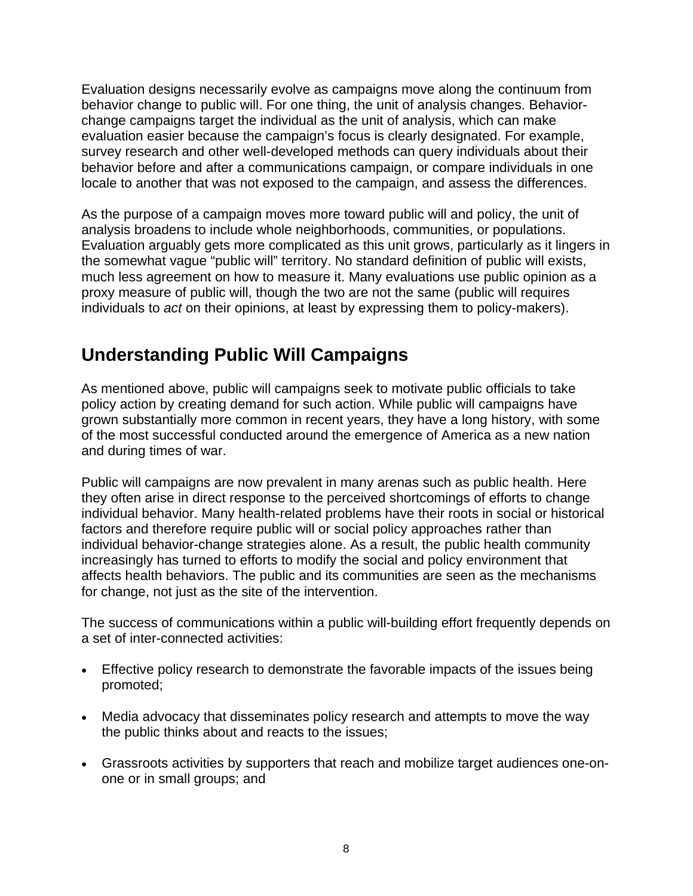Evaluation designs necessarily evolve as campaigns move along the continuum from behavior change to public will. For one thing, the unit of analysis changes. Behavior-change campaigns target the individual as the unit of analysis, which can make evaluation easier because the campaign's focus is clearly designated. For example, survey research and other well-developed methods can query individuals about their behavior before and after a communications campaign, or compare individuals in one locale to another that was not exposed to the campaign, and assess the differences.

As the purpose of a campaign moves more toward public will and policy, the unit of analysis broadens to include whole neighborhoods, communities, or populations. Evaluation arguably gets more complicated as this unit grows, particularly as it lingers in the somewhat vague "public will" territory. No standard definition of public will exists, much less agreement on how to measure it. Many evaluations use public opinion as a proxy measure of public will, though the two are not the same (public will requires individuals to *act* on their opinions, at least by expressing them to policy-makers).

## Understanding Public Will Campaigns

As mentioned above, public will campaigns seek to motivate public officials to take policy action by creating demand for such action. While public will campaigns have grown substantially more common in recent years, they have a long history, with some of the most successful conducted around the emergence of America as a new nation and during times of war.

Public will campaigns are now prevalent in many arenas such as public health. Here they often arise in direct response to the perceived shortcomings of efforts to change individual behavior. Many health-related problems have their roots in social or historical factors and therefore require public will or social policy approaches rather than individual behavior-change strategies alone. As a result, the public health community increasingly has turned to efforts to modify the social and policy environment that affects health behaviors. The public and its communities are seen as the mechanisms for change, not just as the site of the intervention.

The success of communications within a public will-building effort frequently depends on a set of inter-connected activities:

- Effective policy research to demonstrate the favorable impacts of the issues being promoted;
- Media advocacy that disseminates policy research and attempts to move the way the public thinks about and reacts to the issues;
- Grassroots activities by supporters that reach and mobilize target audiences one-on-one or in small groups; and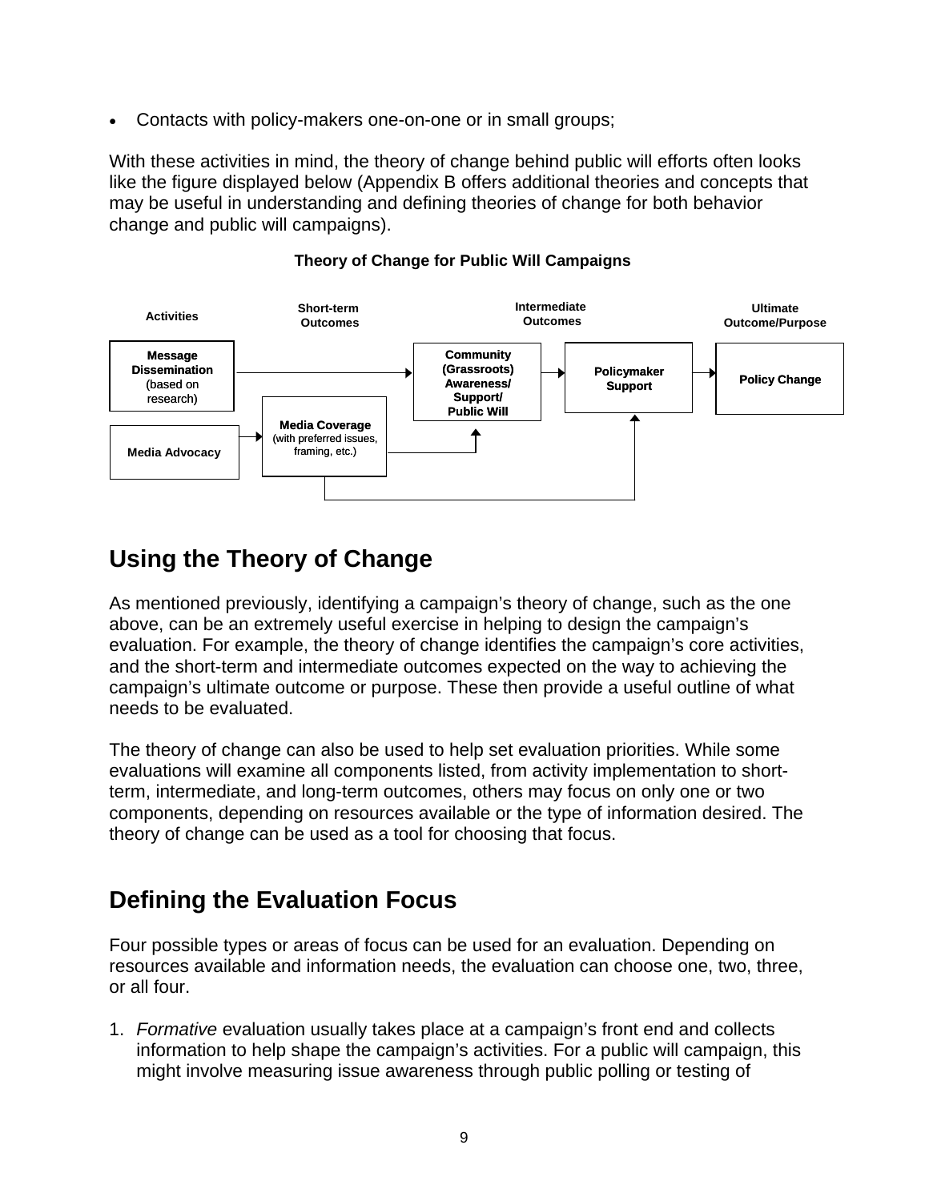- Contacts with policy-makers one-on-one or in small groups;

With these activities in mind, the theory of change behind public will efforts often looks like the figure displayed below (Appendix B offers additional theories and concepts that may be useful in understanding and defining theories of change for both behavior change and public will campaigns).

**Theory of Change for Public Will Campaigns**

| Activities | Short-term Outcomes | Intermediate Outcomes | | Ultimate Outcome/Purpose |
|---|---|---|---|---|
| **Message Dissemination** (based on research) | | **Community (Grassroots) Awareness/ Support/ Public Will** | **Policymaker Support** | **Policy Change** |
| **Media Advocacy** | **Media Coverage** (with preferred issues, framing, etc.) | | | |

## Using the Theory of Change

As mentioned previously, identifying a campaign's theory of change, such as the one above, can be an extremely useful exercise in helping to design the campaign's evaluation. For example, the theory of change identifies the campaign's core activities, and the short-term and intermediate outcomes expected on the way to achieving the campaign's ultimate outcome or purpose. These then provide a useful outline of what needs to be evaluated.

The theory of change can also be used to help set evaluation priorities. While some evaluations will examine all components listed, from activity implementation to short-term, intermediate, and long-term outcomes, others may focus on only one or two components, depending on resources available or the type of information desired. The theory of change can be used as a tool for choosing that focus.

## Defining the Evaluation Focus

Four possible types or areas of focus can be used for an evaluation. Depending on resources available and information needs, the evaluation can choose one, two, three, or all four.

1. *Formative* evaluation usually takes place at a campaign's front end and collects information to help shape the campaign's activities. For a public will campaign, this might involve measuring issue awareness through public polling or testing of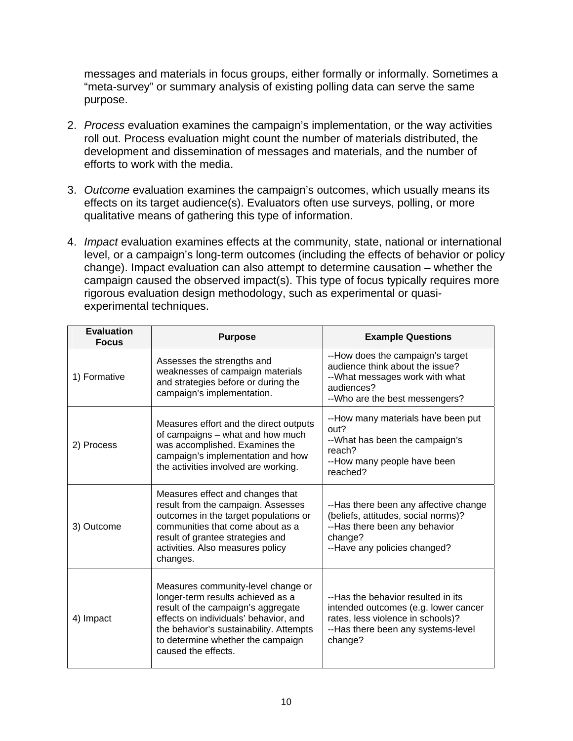messages and materials in focus groups, either formally or informally. Sometimes a "meta-survey" or summary analysis of existing polling data can serve the same purpose.

2. *Process* evaluation examines the campaign's implementation, or the way activities roll out. Process evaluation might count the number of materials distributed, the development and dissemination of messages and materials, and the number of efforts to work with the media.

3. *Outcome* evaluation examines the campaign's outcomes, which usually means its effects on its target audience(s). Evaluators often use surveys, polling, or more qualitative means of gathering this type of information.

4. *Impact* evaluation examines effects at the community, state, national or international level, or a campaign's long-term outcomes (including the effects of behavior or policy change). Impact evaluation can also attempt to determine causation – whether the campaign caused the observed impact(s). This type of focus typically requires more rigorous evaluation design methodology, such as experimental or quasi-experimental techniques.

| Evaluation Focus | Purpose | Example Questions |
|---|---|---|
| 1) Formative | Assesses the strengths and weaknesses of campaign materials and strategies before or during the campaign's implementation. | --How does the campaign's target audience think about the issue?<br>--What messages work with what audiences?<br>--Who are the best messengers? |
| 2) Process | Measures effort and the direct outputs of campaigns – what and how much was accomplished. Examines the campaign's implementation and how the activities involved are working. | --How many materials have been put out?<br>--What has been the campaign's reach?<br>--How many people have been reached? |
| 3) Outcome | Measures effect and changes that result from the campaign. Assesses outcomes in the target populations or communities that come about as a result of grantee strategies and activities. Also measures policy changes. | --Has there been any affective change (beliefs, attitudes, social norms)?<br>--Has there been any behavior change?<br>--Have any policies changed? |
| 4) Impact | Measures community-level change or longer-term results achieved as a result of the campaign's aggregate effects on individuals' behavior, and the behavior's sustainability. Attempts to determine whether the campaign caused the effects. | --Has the behavior resulted in its intended outcomes (e.g. lower cancer rates, less violence in schools)?<br>--Has there been any systems-level change? |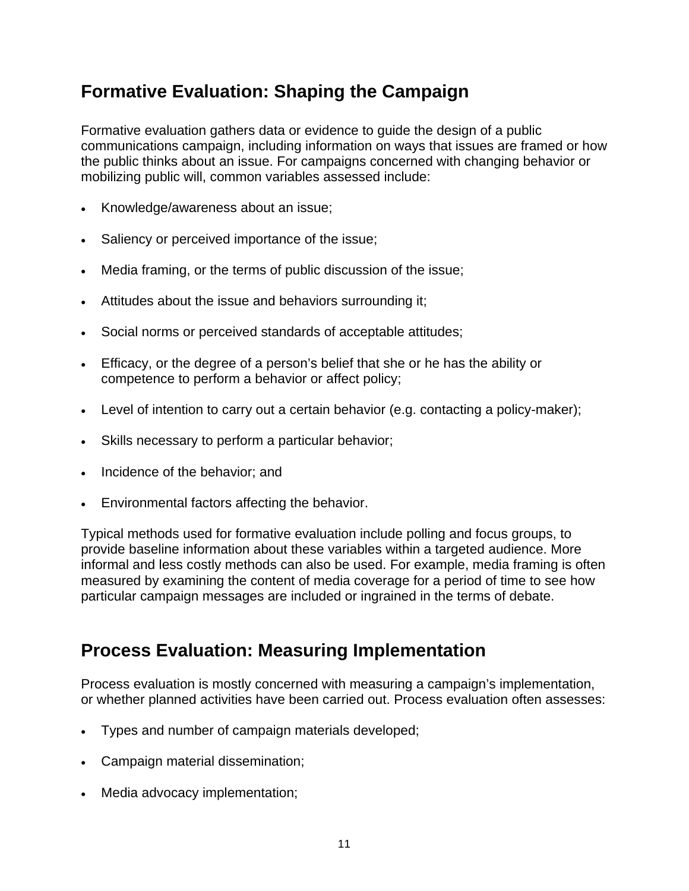## Formative Evaluation: Shaping the Campaign

Formative evaluation gathers data or evidence to guide the design of a public communications campaign, including information on ways that issues are framed or how the public thinks about an issue. For campaigns concerned with changing behavior or mobilizing public will, common variables assessed include:

- Knowledge/awareness about an issue;
- Saliency or perceived importance of the issue;
- Media framing, or the terms of public discussion of the issue;
- Attitudes about the issue and behaviors surrounding it;
- Social norms or perceived standards of acceptable attitudes;
- Efficacy, or the degree of a person's belief that she or he has the ability or competence to perform a behavior or affect policy;
- Level of intention to carry out a certain behavior (e.g. contacting a policy-maker);
- Skills necessary to perform a particular behavior;
- Incidence of the behavior; and
- Environmental factors affecting the behavior.

Typical methods used for formative evaluation include polling and focus groups, to provide baseline information about these variables within a targeted audience. More informal and less costly methods can also be used. For example, media framing is often measured by examining the content of media coverage for a period of time to see how particular campaign messages are included or ingrained in the terms of debate.

## Process Evaluation: Measuring Implementation

Process evaluation is mostly concerned with measuring a campaign's implementation, or whether planned activities have been carried out. Process evaluation often assesses:

- Types and number of campaign materials developed;
- Campaign material dissemination;
- Media advocacy implementation;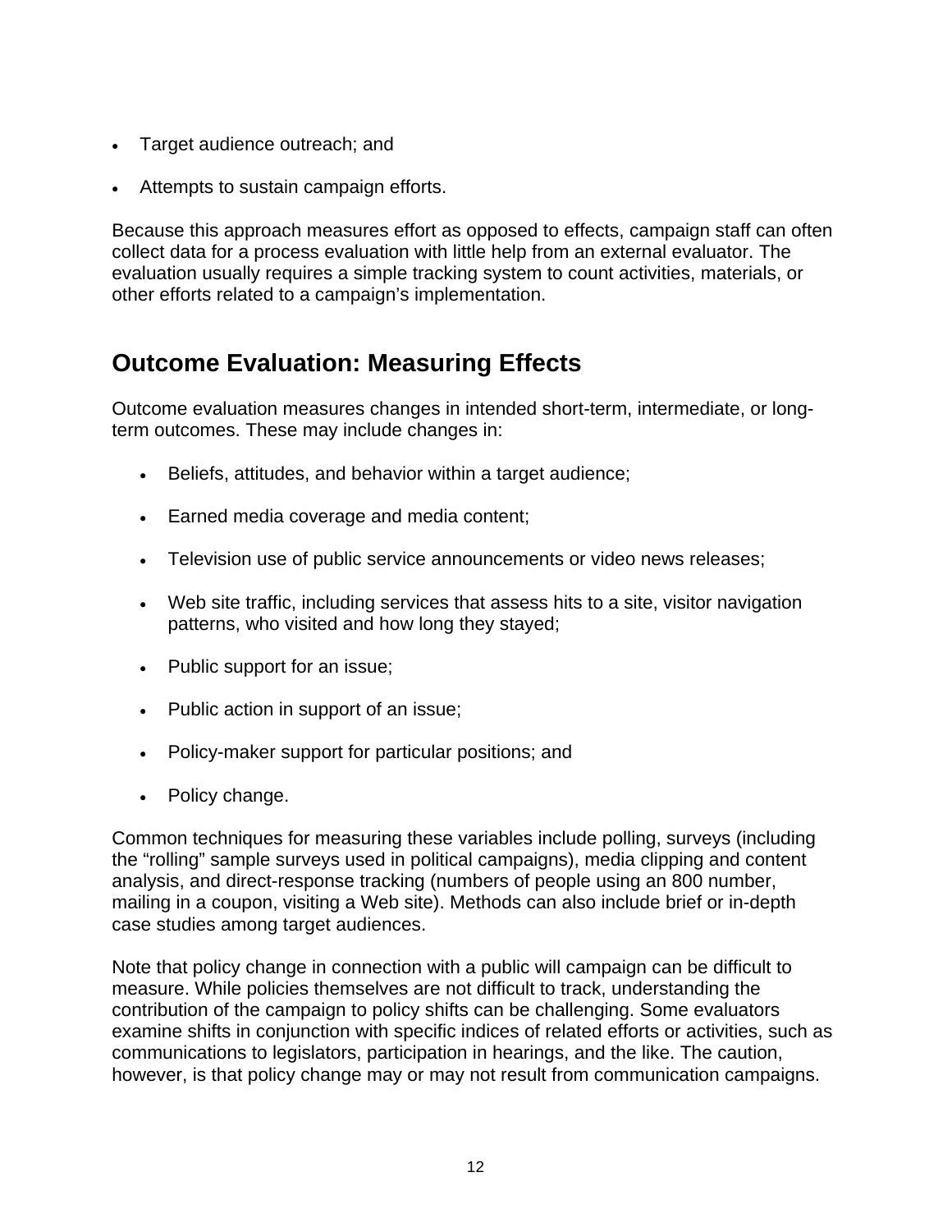- Target audience outreach; and
- Attempts to sustain campaign efforts.

Because this approach measures effort as opposed to effects, campaign staff can often collect data for a process evaluation with little help from an external evaluator. The evaluation usually requires a simple tracking system to count activities, materials, or other efforts related to a campaign's implementation.

## Outcome Evaluation: Measuring Effects

Outcome evaluation measures changes in intended short-term, intermediate, or long-term outcomes. These may include changes in:

- Beliefs, attitudes, and behavior within a target audience;
- Earned media coverage and media content;
- Television use of public service announcements or video news releases;
- Web site traffic, including services that assess hits to a site, visitor navigation patterns, who visited and how long they stayed;
- Public support for an issue;
- Public action in support of an issue;
- Policy-maker support for particular positions; and
- Policy change.

Common techniques for measuring these variables include polling, surveys (including the "rolling" sample surveys used in political campaigns), media clipping and content analysis, and direct-response tracking (numbers of people using an 800 number, mailing in a coupon, visiting a Web site). Methods can also include brief or in-depth case studies among target audiences.

Note that policy change in connection with a public will campaign can be difficult to measure. While policies themselves are not difficult to track, understanding the contribution of the campaign to policy shifts can be challenging. Some evaluators examine shifts in conjunction with specific indices of related efforts or activities, such as communications to legislators, participation in hearings, and the like. The caution, however, is that policy change may or may not result from communication campaigns.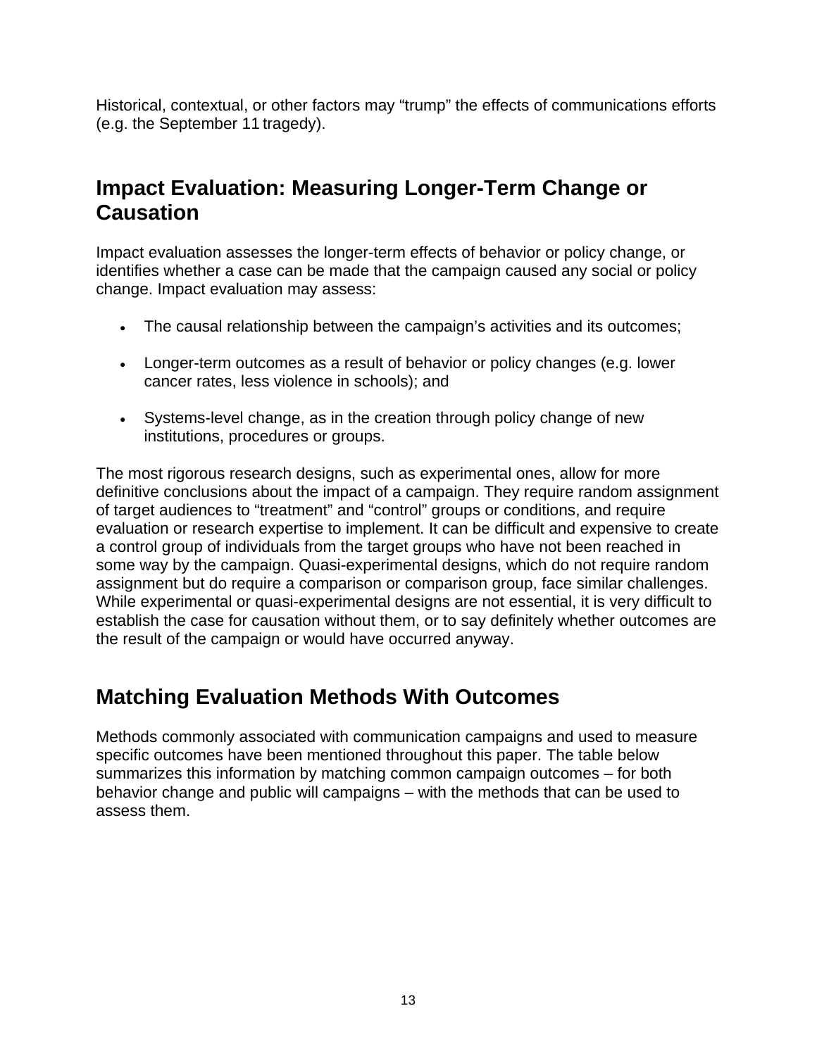Historical, contextual, or other factors may “trump” the effects of communications efforts (e.g. the September 11 tragedy).

## Impact Evaluation: Measuring Longer-Term Change or Causation

Impact evaluation assesses the longer-term effects of behavior or policy change, or identifies whether a case can be made that the campaign caused any social or policy change. Impact evaluation may assess:

- The causal relationship between the campaign’s activities and its outcomes;
- Longer-term outcomes as a result of behavior or policy changes (e.g. lower cancer rates, less violence in schools); and
- Systems-level change, as in the creation through policy change of new institutions, procedures or groups.

The most rigorous research designs, such as experimental ones, allow for more definitive conclusions about the impact of a campaign. They require random assignment of target audiences to “treatment” and “control” groups or conditions, and require evaluation or research expertise to implement. It can be difficult and expensive to create a control group of individuals from the target groups who have not been reached in some way by the campaign. Quasi-experimental designs, which do not require random assignment but do require a comparison or comparison group, face similar challenges. While experimental or quasi-experimental designs are not essential, it is very difficult to establish the case for causation without them, or to say definitely whether outcomes are the result of the campaign or would have occurred anyway.

## Matching Evaluation Methods With Outcomes

Methods commonly associated with communication campaigns and used to measure specific outcomes have been mentioned throughout this paper. The table below summarizes this information by matching common campaign outcomes – for both behavior change and public will campaigns – with the methods that can be used to assess them.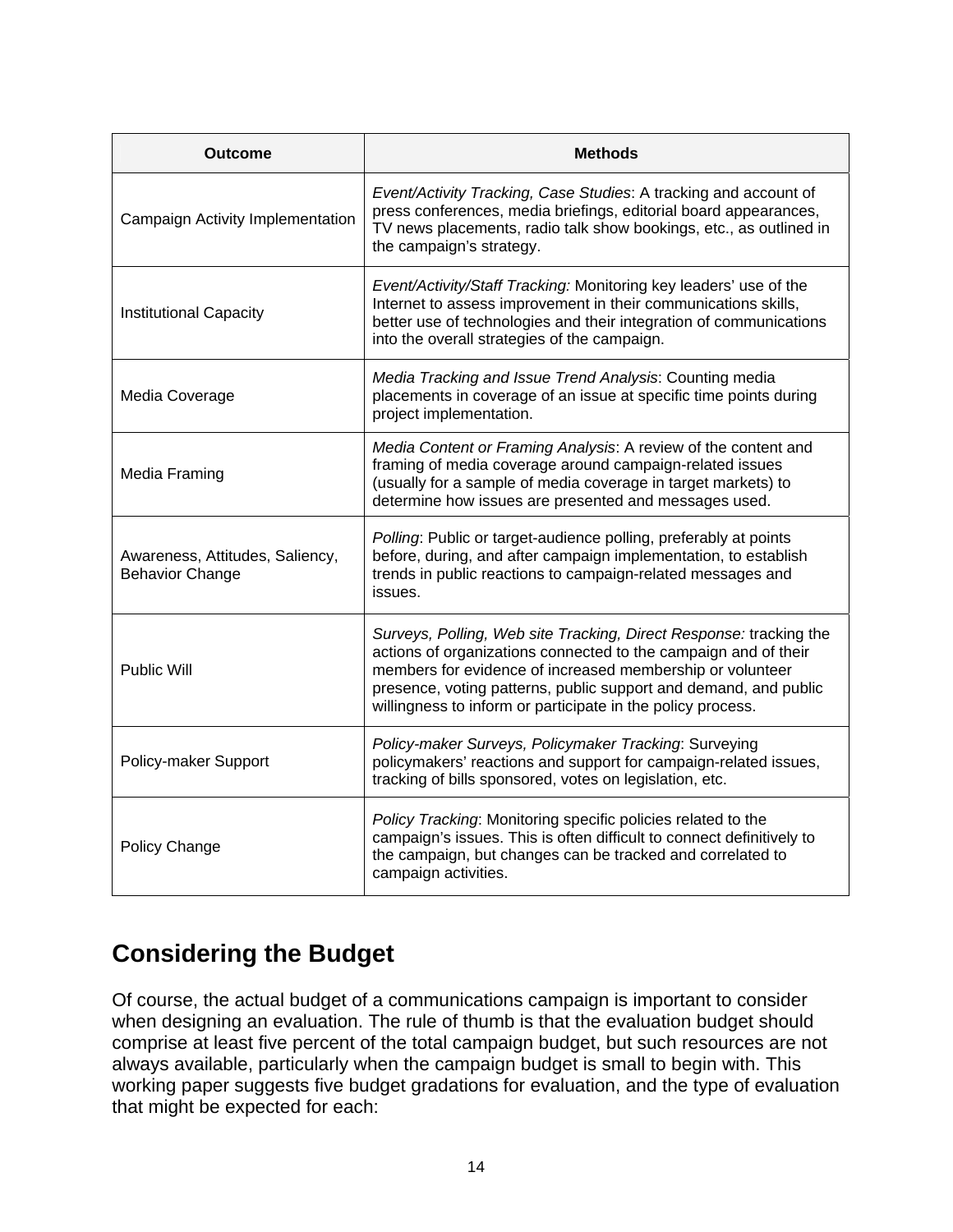| Outcome | Methods |
| --- | --- |
| Campaign Activity Implementation | *Event/Activity Tracking, Case Studies*: A tracking and account of press conferences, media briefings, editorial board appearances, TV news placements, radio talk show bookings, etc., as outlined in the campaign's strategy. |
| Institutional Capacity | *Event/Activity/Staff Tracking:* Monitoring key leaders' use of the Internet to assess improvement in their communications skills, better use of technologies and their integration of communications into the overall strategies of the campaign. |
| Media Coverage | *Media Tracking and Issue Trend Analysis*: Counting media placements in coverage of an issue at specific time points during project implementation. |
| Media Framing | *Media Content or Framing Analysis*: A review of the content and framing of media coverage around campaign-related issues (usually for a sample of media coverage in target markets) to determine how issues are presented and messages used. |
| Awareness, Attitudes, Saliency, Behavior Change | *Polling*: Public or target-audience polling, preferably at points before, during, and after campaign implementation, to establish trends in public reactions to campaign-related messages and issues. |
| Public Will | *Surveys, Polling, Web site Tracking, Direct Response:* tracking the actions of organizations connected to the campaign and of their members for evidence of increased membership or volunteer presence, voting patterns, public support and demand, and public willingness to inform or participate in the policy process. |
| Policy-maker Support | *Policy-maker Surveys, Policymaker Tracking*: Surveying policymakers' reactions and support for campaign-related issues, tracking of bills sponsored, votes on legislation, etc. |
| Policy Change | *Policy Tracking*: Monitoring specific policies related to the campaign's issues. This is often difficult to connect definitively to the campaign, but changes can be tracked and correlated to campaign activities. |

## Considering the Budget

Of course, the actual budget of a communications campaign is important to consider when designing an evaluation. The rule of thumb is that the evaluation budget should comprise at least five percent of the total campaign budget, but such resources are not always available, particularly when the campaign budget is small to begin with. This working paper suggests five budget gradations for evaluation, and the type of evaluation that might be expected for each: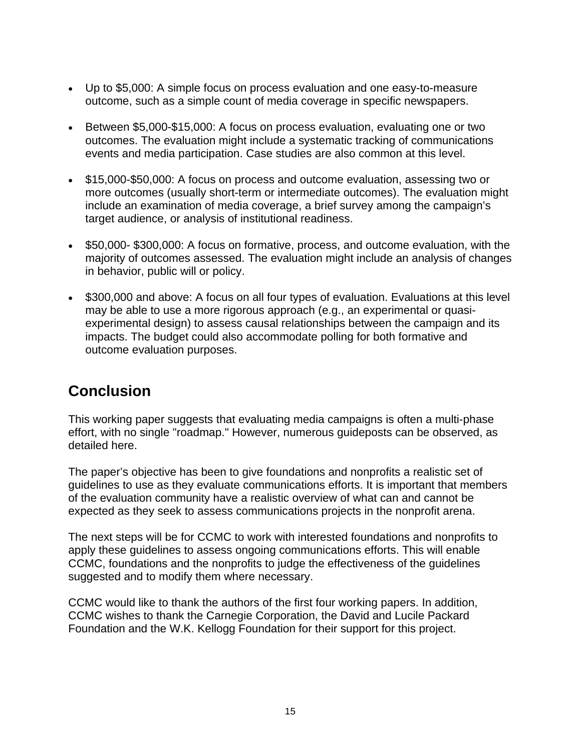- Up to $5,000: A simple focus on process evaluation and one easy-to-measure outcome, such as a simple count of media coverage in specific newspapers.

- Between $5,000-$15,000: A focus on process evaluation, evaluating one or two outcomes. The evaluation might include a systematic tracking of communications events and media participation. Case studies are also common at this level.

- $15,000-$50,000: A focus on process and outcome evaluation, assessing two or more outcomes (usually short-term or intermediate outcomes). The evaluation might include an examination of media coverage, a brief survey among the campaign's target audience, or analysis of institutional readiness.

- $50,000- $300,000: A focus on formative, process, and outcome evaluation, with the majority of outcomes assessed. The evaluation might include an analysis of changes in behavior, public will or policy.

- $300,000 and above: A focus on all four types of evaluation. Evaluations at this level may be able to use a more rigorous approach (e.g., an experimental or quasi-experimental design) to assess causal relationships between the campaign and its impacts. The budget could also accommodate polling for both formative and outcome evaluation purposes.

## Conclusion

This working paper suggests that evaluating media campaigns is often a multi-phase effort, with no single "roadmap." However, numerous guideposts can be observed, as detailed here.

The paper's objective has been to give foundations and nonprofits a realistic set of guidelines to use as they evaluate communications efforts. It is important that members of the evaluation community have a realistic overview of what can and cannot be expected as they seek to assess communications projects in the nonprofit arena.

The next steps will be for CCMC to work with interested foundations and nonprofits to apply these guidelines to assess ongoing communications efforts. This will enable CCMC, foundations and the nonprofits to judge the effectiveness of the guidelines suggested and to modify them where necessary.

CCMC would like to thank the authors of the first four working papers. In addition, CCMC wishes to thank the Carnegie Corporation, the David and Lucile Packard Foundation and the W.K. Kellogg Foundation for their support for this project.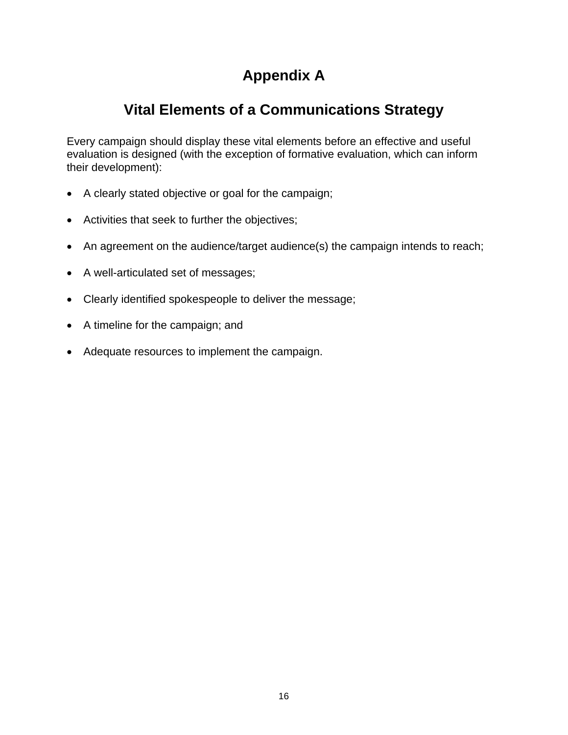# Appendix A

## Vital Elements of a Communications Strategy

Every campaign should display these vital elements before an effective and useful evaluation is designed (with the exception of formative evaluation, which can inform their development):

- A clearly stated objective or goal for the campaign;
- Activities that seek to further the objectives;
- An agreement on the audience/target audience(s) the campaign intends to reach;
- A well-articulated set of messages;
- Clearly identified spokespeople to deliver the message;
- A timeline for the campaign; and
- Adequate resources to implement the campaign.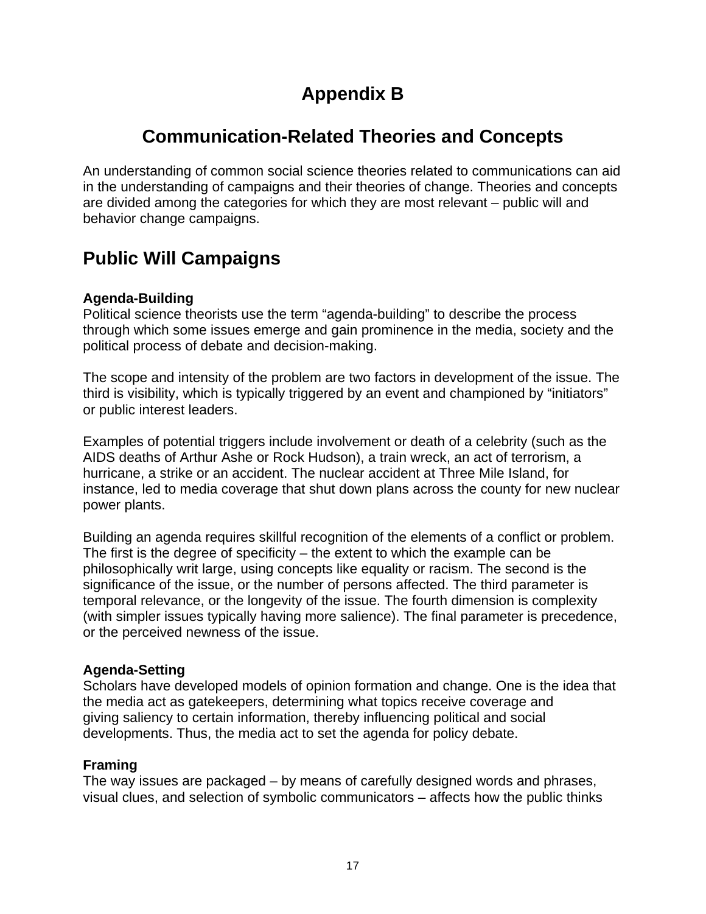# Appendix B

# Communication-Related Theories and Concepts

An understanding of common social science theories related to communications can aid in the understanding of campaigns and their theories of change. Theories and concepts are divided among the categories for which they are most relevant – public will and behavior change campaigns.

## Public Will Campaigns

**Agenda-Building**
Political science theorists use the term "agenda-building" to describe the process through which some issues emerge and gain prominence in the media, society and the political process of debate and decision-making.

The scope and intensity of the problem are two factors in development of the issue. The third is visibility, which is typically triggered by an event and championed by "initiators" or public interest leaders.

Examples of potential triggers include involvement or death of a celebrity (such as the AIDS deaths of Arthur Ashe or Rock Hudson), a train wreck, an act of terrorism, a hurricane, a strike or an accident. The nuclear accident at Three Mile Island, for instance, led to media coverage that shut down plans across the county for new nuclear power plants.

Building an agenda requires skillful recognition of the elements of a conflict or problem. The first is the degree of specificity – the extent to which the example can be philosophically writ large, using concepts like equality or racism. The second is the significance of the issue, or the number of persons affected. The third parameter is temporal relevance, or the longevity of the issue. The fourth dimension is complexity (with simpler issues typically having more salience). The final parameter is precedence, or the perceived newness of the issue.

**Agenda-Setting**
Scholars have developed models of opinion formation and change. One is the idea that the media act as gatekeepers, determining what topics receive coverage and giving saliency to certain information, thereby influencing political and social developments. Thus, the media act to set the agenda for policy debate.

**Framing**
The way issues are packaged – by means of carefully designed words and phrases, visual clues, and selection of symbolic communicators – affects how the public thinks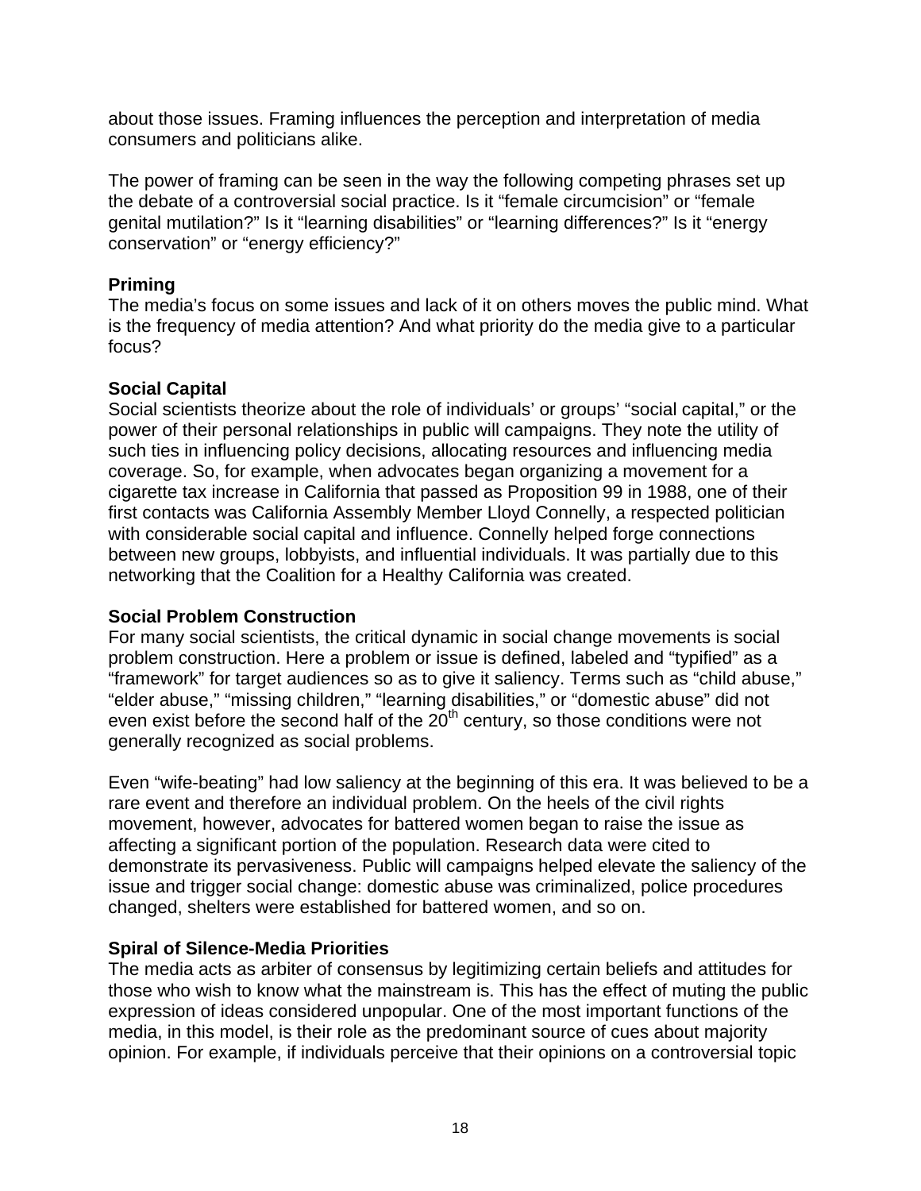about those issues. Framing influences the perception and interpretation of media consumers and politicians alike.

The power of framing can be seen in the way the following competing phrases set up the debate of a controversial social practice. Is it "female circumcision" or "female genital mutilation?" Is it "learning disabilities" or "learning differences?" Is it "energy conservation" or "energy efficiency?"

**Priming**

The media's focus on some issues and lack of it on others moves the public mind. What is the frequency of media attention? And what priority do the media give to a particular focus?

**Social Capital**

Social scientists theorize about the role of individuals' or groups' "social capital," or the power of their personal relationships in public will campaigns. They note the utility of such ties in influencing policy decisions, allocating resources and influencing media coverage. So, for example, when advocates began organizing a movement for a cigarette tax increase in California that passed as Proposition 99 in 1988, one of their first contacts was California Assembly Member Lloyd Connelly, a respected politician with considerable social capital and influence. Connelly helped forge connections between new groups, lobbyists, and influential individuals. It was partially due to this networking that the Coalition for a Healthy California was created.

**Social Problem Construction**

For many social scientists, the critical dynamic in social change movements is social problem construction. Here a problem or issue is defined, labeled and "typified" as a "framework" for target audiences so as to give it saliency. Terms such as "child abuse," "elder abuse," "missing children," "learning disabilities," or "domestic abuse" did not even exist before the second half of the 20th century, so those conditions were not generally recognized as social problems.

Even "wife-beating" had low saliency at the beginning of this era. It was believed to be a rare event and therefore an individual problem. On the heels of the civil rights movement, however, advocates for battered women began to raise the issue as affecting a significant portion of the population. Research data were cited to demonstrate its pervasiveness. Public will campaigns helped elevate the saliency of the issue and trigger social change: domestic abuse was criminalized, police procedures changed, shelters were established for battered women, and so on.

**Spiral of Silence-Media Priorities**

The media acts as arbiter of consensus by legitimizing certain beliefs and attitudes for those who wish to know what the mainstream is. This has the effect of muting the public expression of ideas considered unpopular. One of the most important functions of the media, in this model, is their role as the predominant source of cues about majority opinion. For example, if individuals perceive that their opinions on a controversial topic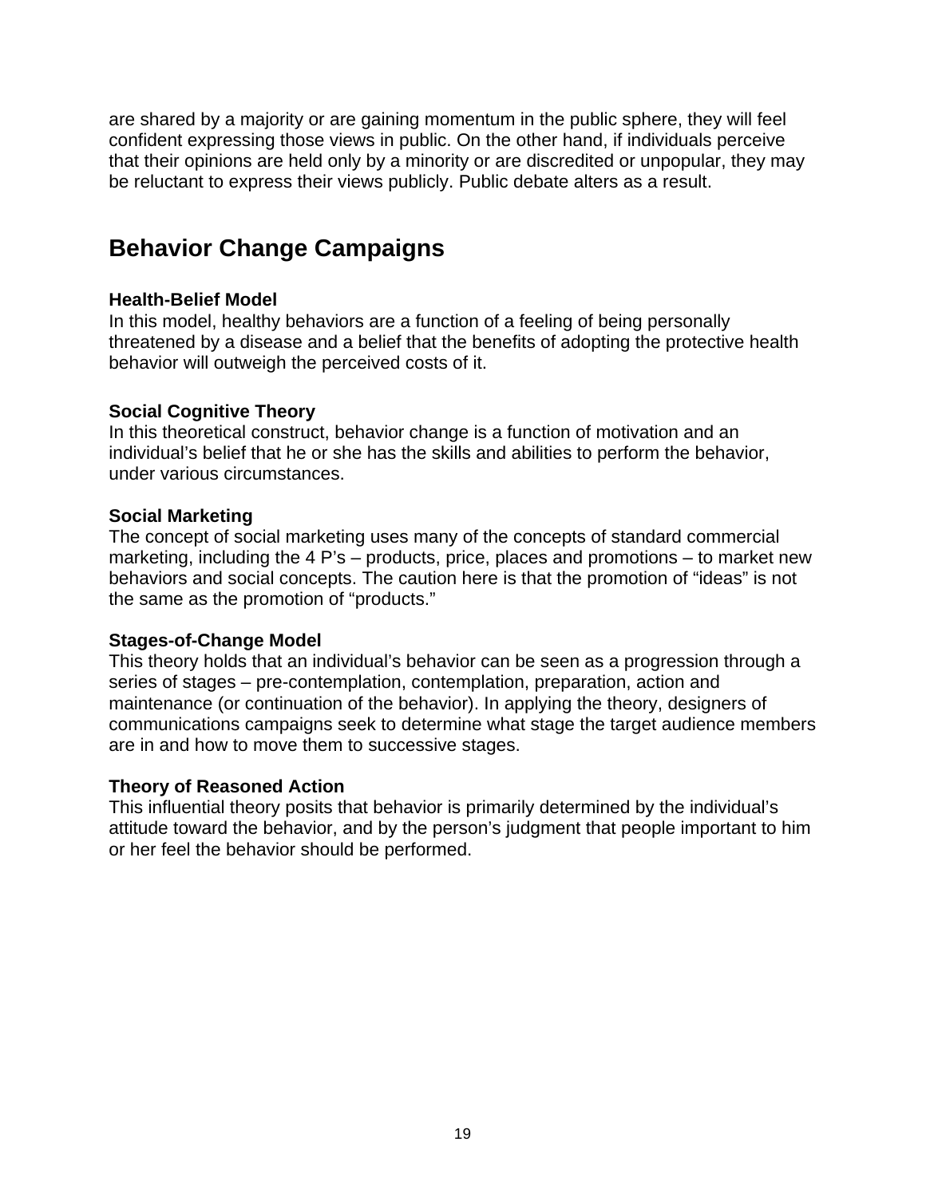are shared by a majority or are gaining momentum in the public sphere, they will feel confident expressing those views in public. On the other hand, if individuals perceive that their opinions are held only by a minority or are discredited or unpopular, they may be reluctant to express their views publicly. Public debate alters as a result.

## Behavior Change Campaigns

**Health-Belief Model**
In this model, healthy behaviors are a function of a feeling of being personally threatened by a disease and a belief that the benefits of adopting the protective health behavior will outweigh the perceived costs of it.

**Social Cognitive Theory**
In this theoretical construct, behavior change is a function of motivation and an individual's belief that he or she has the skills and abilities to perform the behavior, under various circumstances.

**Social Marketing**
The concept of social marketing uses many of the concepts of standard commercial marketing, including the 4 P's – products, price, places and promotions – to market new behaviors and social concepts. The caution here is that the promotion of "ideas" is not the same as the promotion of "products."

**Stages-of-Change Model**
This theory holds that an individual's behavior can be seen as a progression through a series of stages – pre-contemplation, contemplation, preparation, action and maintenance (or continuation of the behavior). In applying the theory, designers of communications campaigns seek to determine what stage the target audience members are in and how to move them to successive stages.

**Theory of Reasoned Action**
This influential theory posits that behavior is primarily determined by the individual's attitude toward the behavior, and by the person's judgment that people important to him or her feel the behavior should be performed.